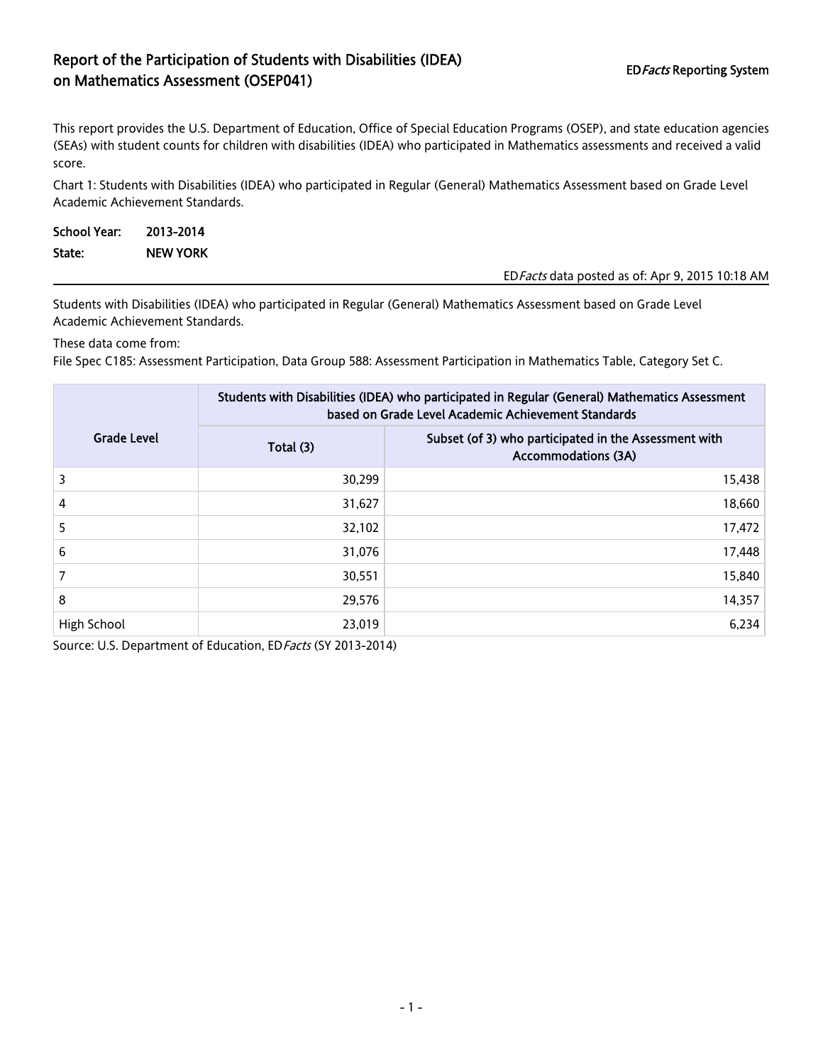# Report of the Participation of Students with Disabilities (IDEA) on Mathematics Assessment (OSEP041)

ED*Facts* Reporting System

This report provides the U.S. Department of Education, Office of Special Education Programs (OSEP), and state education agencies (SEAs) with student counts for children with disabilities (IDEA) who participated in Mathematics assessments and received a valid score.

Chart 1: Students with Disabilities (IDEA) who participated in Regular (General) Mathematics Assessment based on Grade Level Academic Achievement Standards.

**School Year:** 2013-2014
**State:** NEW YORK

ED*Facts* data posted as of: Apr 9, 2015 10:18 AM

Students with Disabilities (IDEA) who participated in Regular (General) Mathematics Assessment based on Grade Level Academic Achievement Standards.

These data come from:
File Spec C185: Assessment Participation, Data Group 588: Assessment Participation in Mathematics Table, Category Set C.

| Grade Level | Students with Disabilities (IDEA) who participated in Regular (General) Mathematics Assessment based on Grade Level Academic Achievement Standards | |
|---|---|---|
| | Total (3) | Subset (of 3) who participated in the Assessment with Accommodations (3A) |
| 3 | 30,299 | 15,438 |
| 4 | 31,627 | 18,660 |
| 5 | 32,102 | 17,472 |
| 6 | 31,076 | 17,448 |
| 7 | 30,551 | 15,840 |
| 8 | 29,576 | 14,357 |
| High School | 23,019 | 6,234 |

Source: U.S. Department of Education, ED*Facts* (SY 2013-2014)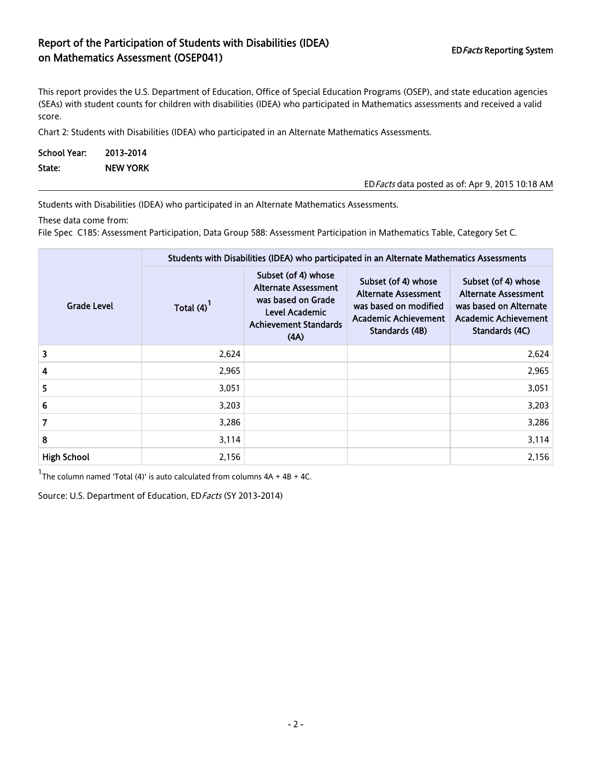## Report of the Participation of Students with Disabilities (IDEA) on Mathematics Assessment (OSEP041)

ED*Facts* Reporting System

This report provides the U.S. Department of Education, Office of Special Education Programs (OSEP), and state education agencies (SEAs) with student counts for children with disabilities (IDEA) who participated in Mathematics assessments and received a valid score.

Chart 2: Students with Disabilities (IDEA) who participated in an Alternate Mathematics Assessments.

**School Year:** 2013-2014

**State:** NEW YORK

ED*Facts* data posted as of: Apr 9, 2015 10:18 AM

Students with Disabilities (IDEA) who participated in an Alternate Mathematics Assessments.

These data come from:

File Spec C185: Assessment Participation, Data Group 588: Assessment Participation in Mathematics Table, Category Set C.

| Grade Level | Students with Disabilities (IDEA) who participated in an Alternate Mathematics Assessments | | | |
|---|---|---|---|---|
| | Total (4)[1] | Subset (of 4) whose Alternate Assessment was based on Grade Level Academic Achievement Standards (4A) | Subset (of 4) whose Alternate Assessment was based on modified Academic Achievement Standards (4B) | Subset (of 4) whose Alternate Assessment was based on Alternate Academic Achievement Standards (4C) |
| 3 | 2,624 | | | 2,624 |
| 4 | 2,965 | | | 2,965 |
| 5 | 3,051 | | | 3,051 |
| 6 | 3,203 | | | 3,203 |
| 7 | 3,286 | | | 3,286 |
| 8 | 3,114 | | | 3,114 |
| High School | 2,156 | | | 2,156 |

[1]The column named 'Total (4)' is auto calculated from columns 4A + 4B + 4C.

Source: U.S. Department of Education, ED*Facts* (SY 2013-2014)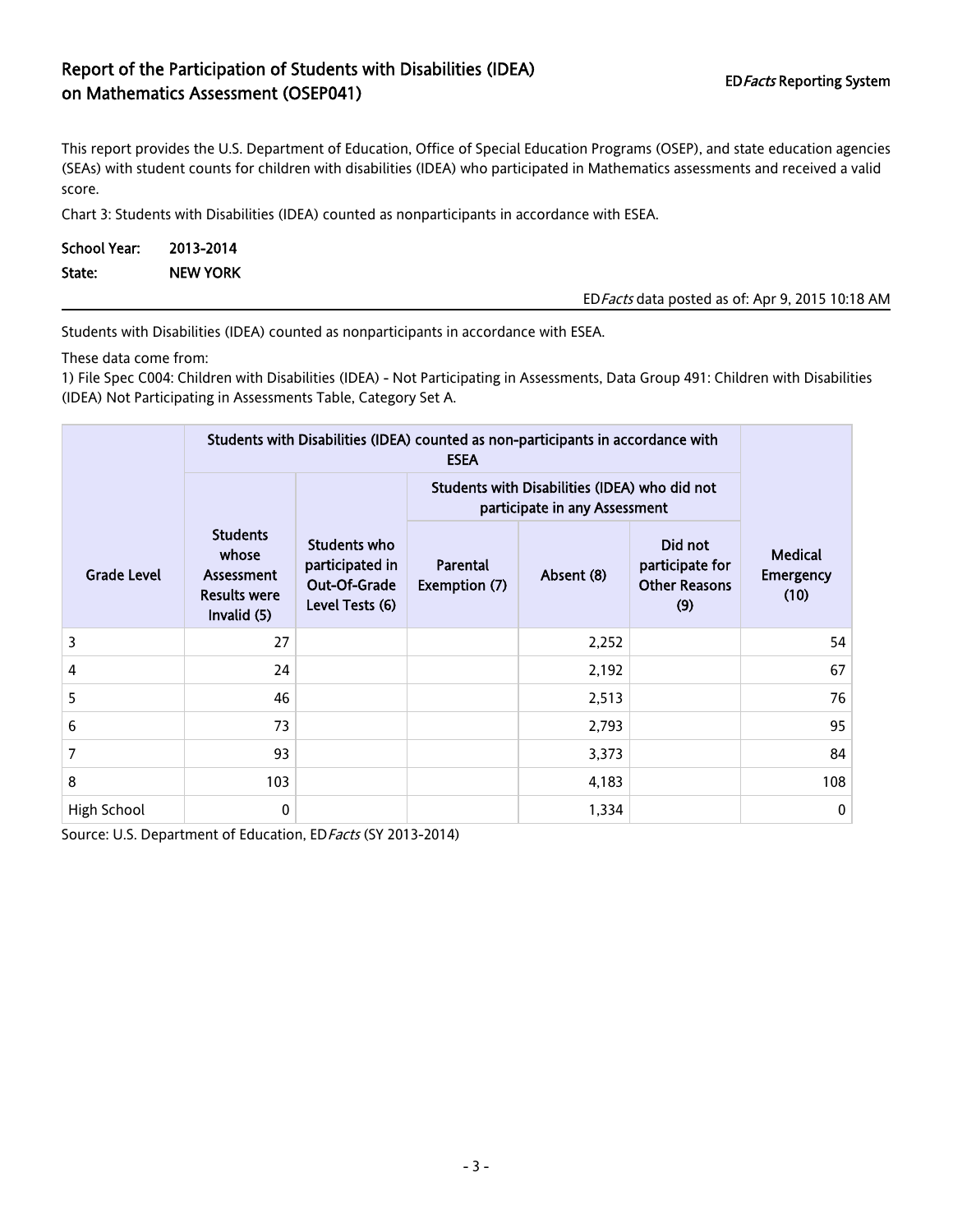# Report of the Participation of Students with Disabilities (IDEA) on Mathematics Assessment (OSEP041)

ED*Facts* Reporting System

This report provides the U.S. Department of Education, Office of Special Education Programs (OSEP), and state education agencies (SEAs) with student counts for children with disabilities (IDEA) who participated in Mathematics assessments and received a valid score.

Chart 3: Students with Disabilities (IDEA) counted as nonparticipants in accordance with ESEA.

**School Year:** 2013-2014

**State:** NEW YORK

ED*Facts* data posted as of: Apr 9, 2015 10:18 AM

Students with Disabilities (IDEA) counted as nonparticipants in accordance with ESEA.

These data come from:

1) File Spec C004: Children with Disabilities (IDEA) - Not Participating in Assessments, Data Group 491: Children with Disabilities (IDEA) Not Participating in Assessments Table, Category Set A.

| Grade Level | Students with Disabilities (IDEA) counted as non-participants in accordance with ESEA | | | | | Medical Emergency (10) |
|---|---|---|---|---|---|---|
| | | | Students with Disabilities (IDEA) who did not participate in any Assessment | | | |
| | Students whose Assessment Results were Invalid (5) | Students who participated in Out-Of-Grade Level Tests (6) | Parental Exemption (7) | Absent (8) | Did not participate for Other Reasons (9) | |
| 3 | 27 | | | 2,252 | | 54 |
| 4 | 24 | | | 2,192 | | 67 |
| 5 | 46 | | | 2,513 | | 76 |
| 6 | 73 | | | 2,793 | | 95 |
| 7 | 93 | | | 3,373 | | 84 |
| 8 | 103 | | | 4,183 | | 108 |
| High School | 0 | | | 1,334 | | 0 |

Source: U.S. Department of Education, ED*Facts* (SY 2013-2014)